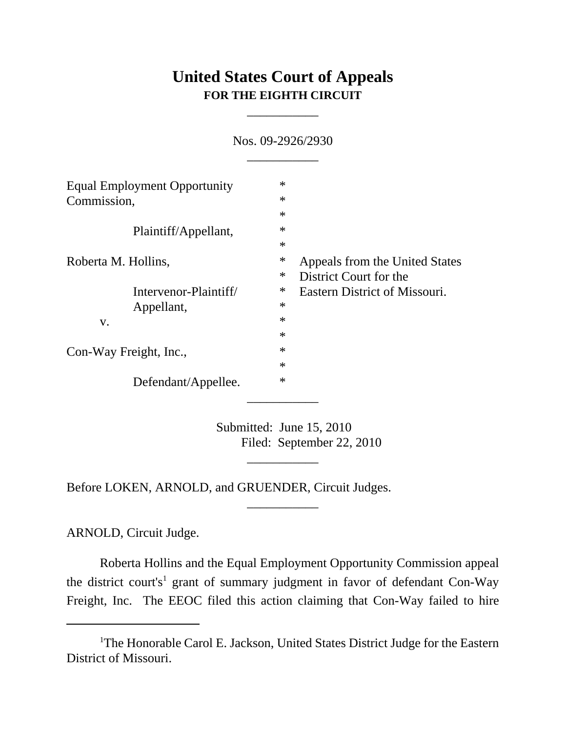# United States Court of Appeals
## FOR THE EIGHTH CIRCUIT

___________

Nos. 09-2926/2930

___________

Equal Employment Opportunity Commission,

Plaintiff/Appellant,

Roberta M. Hollins,

Intervenor-Plaintiff/ Appellant,

v.

Con-Way Freight, Inc.,

Defendant/Appellee.

Appeals from the United States District Court for the Eastern District of Missouri.

___________

Submitted: June 15, 2010
Filed: September 22, 2010

___________

Before LOKEN, ARNOLD, and GRUENDER, Circuit Judges.

___________

ARNOLD, Circuit Judge.

Roberta Hollins and the Equal Employment Opportunity Commission appeal the district court's[1] grant of summary judgment in favor of defendant Con-Way Freight, Inc. The EEOC filed this action claiming that Con-Way failed to hire

[1] The Honorable Carol E. Jackson, United States District Judge for the Eastern District of Missouri.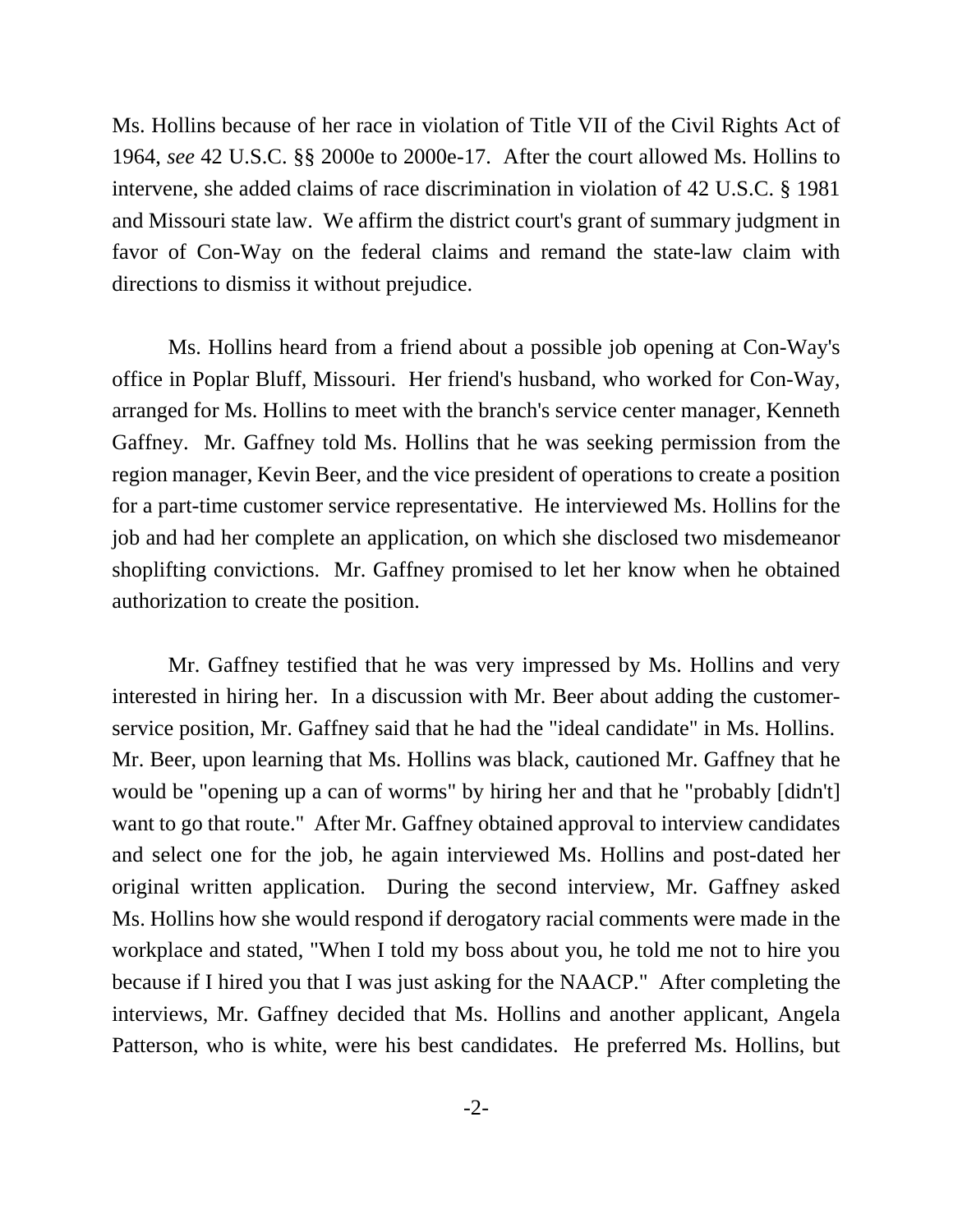Ms. Hollins because of her race in violation of Title VII of the Civil Rights Act of 1964, *see* 42 U.S.C. §§ 2000e to 2000e-17. After the court allowed Ms. Hollins to intervene, she added claims of race discrimination in violation of 42 U.S.C. § 1981 and Missouri state law. We affirm the district court's grant of summary judgment in favor of Con-Way on the federal claims and remand the state-law claim with directions to dismiss it without prejudice.

Ms. Hollins heard from a friend about a possible job opening at Con-Way's office in Poplar Bluff, Missouri. Her friend's husband, who worked for Con-Way, arranged for Ms. Hollins to meet with the branch's service center manager, Kenneth Gaffney. Mr. Gaffney told Ms. Hollins that he was seeking permission from the region manager, Kevin Beer, and the vice president of operations to create a position for a part-time customer service representative. He interviewed Ms. Hollins for the job and had her complete an application, on which she disclosed two misdemeanor shoplifting convictions. Mr. Gaffney promised to let her know when he obtained authorization to create the position.

Mr. Gaffney testified that he was very impressed by Ms. Hollins and very interested in hiring her. In a discussion with Mr. Beer about adding the customer-service position, Mr. Gaffney said that he had the "ideal candidate" in Ms. Hollins. Mr. Beer, upon learning that Ms. Hollins was black, cautioned Mr. Gaffney that he would be "opening up a can of worms" by hiring her and that he "probably [didn't] want to go that route." After Mr. Gaffney obtained approval to interview candidates and select one for the job, he again interviewed Ms. Hollins and post-dated her original written application. During the second interview, Mr. Gaffney asked Ms. Hollins how she would respond if derogatory racial comments were made in the workplace and stated, "When I told my boss about you, he told me not to hire you because if I hired you that I was just asking for the NAACP." After completing the interviews, Mr. Gaffney decided that Ms. Hollins and another applicant, Angela Patterson, who is white, were his best candidates. He preferred Ms. Hollins, but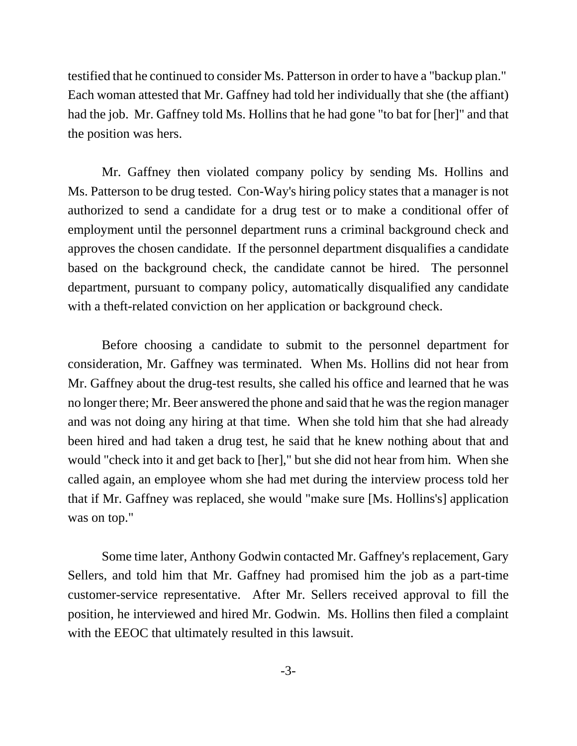testified that he continued to consider Ms. Patterson in order to have a "backup plan." Each woman attested that Mr. Gaffney had told her individually that she (the affiant) had the job. Mr. Gaffney told Ms. Hollins that he had gone "to bat for [her]" and that the position was hers.

Mr. Gaffney then violated company policy by sending Ms. Hollins and Ms. Patterson to be drug tested. Con-Way's hiring policy states that a manager is not authorized to send a candidate for a drug test or to make a conditional offer of employment until the personnel department runs a criminal background check and approves the chosen candidate. If the personnel department disqualifies a candidate based on the background check, the candidate cannot be hired. The personnel department, pursuant to company policy, automatically disqualified any candidate with a theft-related conviction on her application or background check.

Before choosing a candidate to submit to the personnel department for consideration, Mr. Gaffney was terminated. When Ms. Hollins did not hear from Mr. Gaffney about the drug-test results, she called his office and learned that he was no longer there; Mr. Beer answered the phone and said that he was the region manager and was not doing any hiring at that time. When she told him that she had already been hired and had taken a drug test, he said that he knew nothing about that and would "check into it and get back to [her]," but she did not hear from him. When she called again, an employee whom she had met during the interview process told her that if Mr. Gaffney was replaced, she would "make sure [Ms. Hollins's] application was on top."

Some time later, Anthony Godwin contacted Mr. Gaffney's replacement, Gary Sellers, and told him that Mr. Gaffney had promised him the job as a part-time customer-service representative. After Mr. Sellers received approval to fill the position, he interviewed and hired Mr. Godwin. Ms. Hollins then filed a complaint with the EEOC that ultimately resulted in this lawsuit.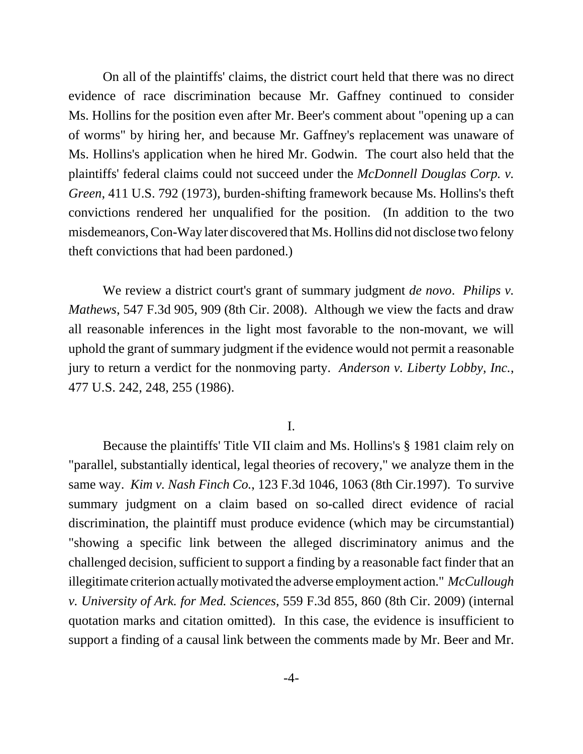On all of the plaintiffs' claims, the district court held that there was no direct evidence of race discrimination because Mr. Gaffney continued to consider Ms. Hollins for the position even after Mr. Beer's comment about "opening up a can of worms" by hiring her, and because Mr. Gaffney's replacement was unaware of Ms. Hollins's application when he hired Mr. Godwin. The court also held that the plaintiffs' federal claims could not succeed under the *McDonnell Douglas Corp. v. Green*, 411 U.S. 792 (1973), burden-shifting framework because Ms. Hollins's theft convictions rendered her unqualified for the position. (In addition to the two misdemeanors, Con-Way later discovered that Ms. Hollins did not disclose two felony theft convictions that had been pardoned.)

We review a district court's grant of summary judgment *de novo*. *Philips v. Mathews*, 547 F.3d 905, 909 (8th Cir. 2008). Although we view the facts and draw all reasonable inferences in the light most favorable to the non-movant, we will uphold the grant of summary judgment if the evidence would not permit a reasonable jury to return a verdict for the nonmoving party. *Anderson v. Liberty Lobby, Inc.*, 477 U.S. 242, 248, 255 (1986).

## I.

Because the plaintiffs' Title VII claim and Ms. Hollins's § 1981 claim rely on "parallel, substantially identical, legal theories of recovery," we analyze them in the same way. *Kim v. Nash Finch Co.*, 123 F.3d 1046, 1063 (8th Cir.1997). To survive summary judgment on a claim based on so-called direct evidence of racial discrimination, the plaintiff must produce evidence (which may be circumstantial) "showing a specific link between the alleged discriminatory animus and the challenged decision, sufficient to support a finding by a reasonable fact finder that an illegitimate criterion actually motivated the adverse employment action." *McCullough v. University of Ark. for Med. Sciences*, 559 F.3d 855, 860 (8th Cir. 2009) (internal quotation marks and citation omitted). In this case, the evidence is insufficient to support a finding of a causal link between the comments made by Mr. Beer and Mr.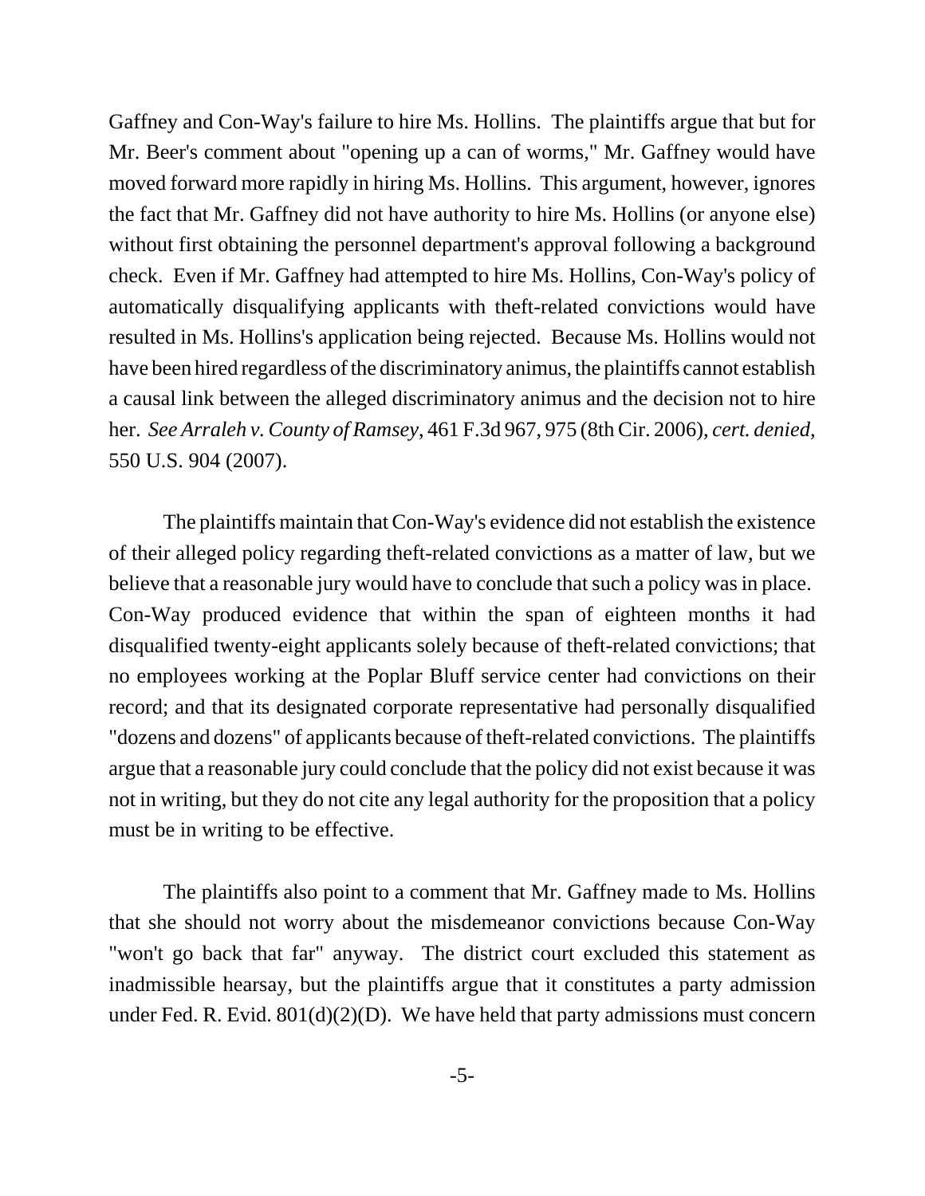Gaffney and Con-Way's failure to hire Ms. Hollins. The plaintiffs argue that but for Mr. Beer's comment about "opening up a can of worms," Mr. Gaffney would have moved forward more rapidly in hiring Ms. Hollins. This argument, however, ignores the fact that Mr. Gaffney did not have authority to hire Ms. Hollins (or anyone else) without first obtaining the personnel department's approval following a background check. Even if Mr. Gaffney had attempted to hire Ms. Hollins, Con-Way's policy of automatically disqualifying applicants with theft-related convictions would have resulted in Ms. Hollins's application being rejected. Because Ms. Hollins would not have been hired regardless of the discriminatory animus, the plaintiffs cannot establish a causal link between the alleged discriminatory animus and the decision not to hire her. *See Arraleh v. County of Ramsey*, 461 F.3d 967, 975 (8th Cir. 2006), *cert. denied*, 550 U.S. 904 (2007).

The plaintiffs maintain that Con-Way's evidence did not establish the existence of their alleged policy regarding theft-related convictions as a matter of law, but we believe that a reasonable jury would have to conclude that such a policy was in place. Con-Way produced evidence that within the span of eighteen months it had disqualified twenty-eight applicants solely because of theft-related convictions; that no employees working at the Poplar Bluff service center had convictions on their record; and that its designated corporate representative had personally disqualified "dozens and dozens" of applicants because of theft-related convictions. The plaintiffs argue that a reasonable jury could conclude that the policy did not exist because it was not in writing, but they do not cite any legal authority for the proposition that a policy must be in writing to be effective.

The plaintiffs also point to a comment that Mr. Gaffney made to Ms. Hollins that she should not worry about the misdemeanor convictions because Con-Way "won't go back that far" anyway. The district court excluded this statement as inadmissible hearsay, but the plaintiffs argue that it constitutes a party admission under Fed. R. Evid. 801(d)(2)(D). We have held that party admissions must concern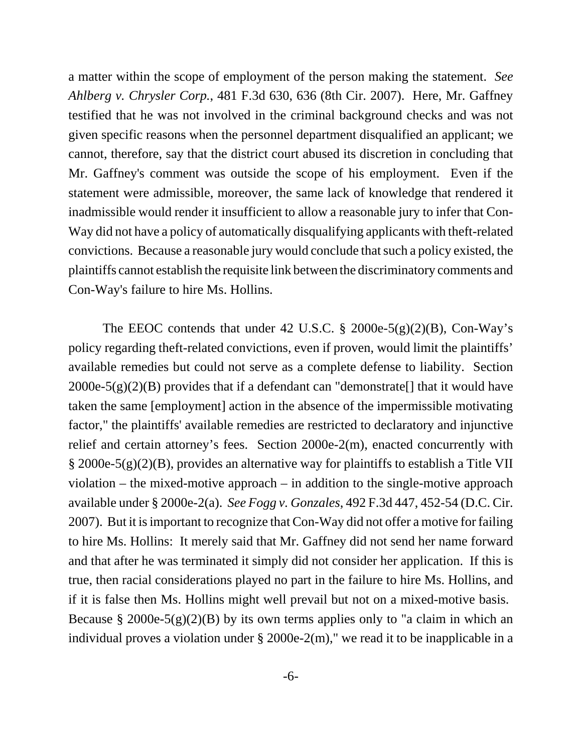a matter within the scope of employment of the person making the statement. *See Ahlberg v. Chrysler Corp.*, 481 F.3d 630, 636 (8th Cir. 2007). Here, Mr. Gaffney testified that he was not involved in the criminal background checks and was not given specific reasons when the personnel department disqualified an applicant; we cannot, therefore, say that the district court abused its discretion in concluding that Mr. Gaffney's comment was outside the scope of his employment. Even if the statement were admissible, moreover, the same lack of knowledge that rendered it inadmissible would render it insufficient to allow a reasonable jury to infer that Con-Way did not have a policy of automatically disqualifying applicants with theft-related convictions. Because a reasonable jury would conclude that such a policy existed, the plaintiffs cannot establish the requisite link between the discriminatory comments and Con-Way's failure to hire Ms. Hollins.

The EEOC contends that under 42 U.S.C. § 2000e-5(g)(2)(B), Con-Way's policy regarding theft-related convictions, even if proven, would limit the plaintiffs' available remedies but could not serve as a complete defense to liability. Section 2000e-5(g)(2)(B) provides that if a defendant can "demonstrate[] that it would have taken the same [employment] action in the absence of the impermissible motivating factor," the plaintiffs' available remedies are restricted to declaratory and injunctive relief and certain attorney's fees. Section 2000e-2(m), enacted concurrently with § 2000e-5(g)(2)(B), provides an alternative way for plaintiffs to establish a Title VII violation – the mixed-motive approach – in addition to the single-motive approach available under § 2000e-2(a). *See Fogg v. Gonzales*, 492 F.3d 447, 452-54 (D.C. Cir. 2007). But it is important to recognize that Con-Way did not offer a motive for failing to hire Ms. Hollins: It merely said that Mr. Gaffney did not send her name forward and that after he was terminated it simply did not consider her application. If this is true, then racial considerations played no part in the failure to hire Ms. Hollins, and if it is false then Ms. Hollins might well prevail but not on a mixed-motive basis. Because § 2000e-5(g)(2)(B) by its own terms applies only to "a claim in which an individual proves a violation under § 2000e-2(m)," we read it to be inapplicable in a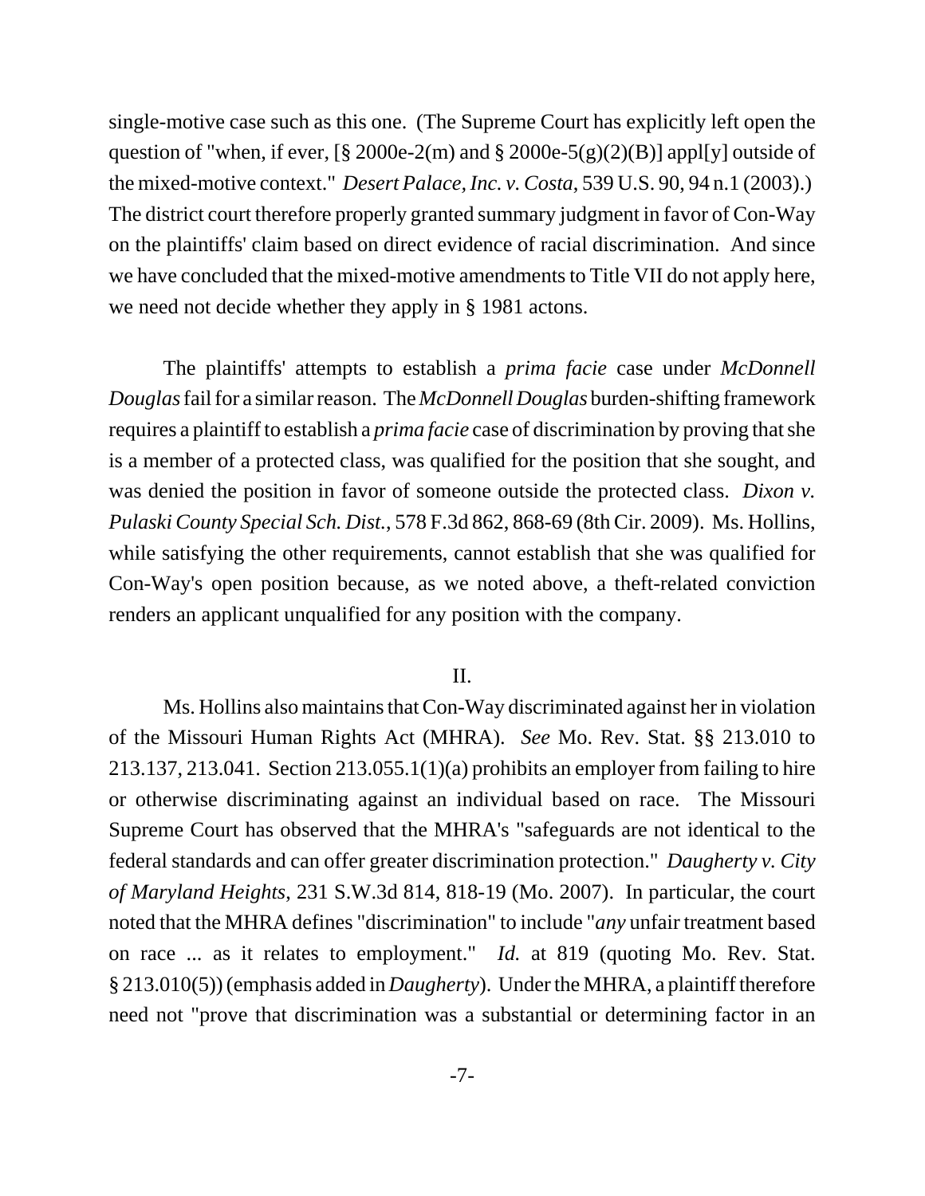single-motive case such as this one. (The Supreme Court has explicitly left open the question of "when, if ever, [§ 2000e-2(m) and § 2000e-5(g)(2)(B)] appl[y] outside of the mixed-motive context." *Desert Palace, Inc. v. Costa*, 539 U.S. 90, 94 n.1 (2003).) The district court therefore properly granted summary judgment in favor of Con-Way on the plaintiffs' claim based on direct evidence of racial discrimination. And since we have concluded that the mixed-motive amendments to Title VII do not apply here, we need not decide whether they apply in § 1981 actons.

The plaintiffs' attempts to establish a *prima facie* case under *McDonnell Douglas* fail for a similar reason. The *McDonnell Douglas* burden-shifting framework requires a plaintiff to establish a *prima facie* case of discrimination by proving that she is a member of a protected class, was qualified for the position that she sought, and was denied the position in favor of someone outside the protected class. *Dixon v. Pulaski County Special Sch. Dist.*, 578 F.3d 862, 868-69 (8th Cir. 2009). Ms. Hollins, while satisfying the other requirements, cannot establish that she was qualified for Con-Way's open position because, as we noted above, a theft-related conviction renders an applicant unqualified for any position with the company.

## II.

Ms. Hollins also maintains that Con-Way discriminated against her in violation of the Missouri Human Rights Act (MHRA). *See* Mo. Rev. Stat. §§ 213.010 to 213.137, 213.041. Section 213.055.1(1)(a) prohibits an employer from failing to hire or otherwise discriminating against an individual based on race. The Missouri Supreme Court has observed that the MHRA's "safeguards are not identical to the federal standards and can offer greater discrimination protection." *Daugherty v. City of Maryland Heights*, 231 S.W.3d 814, 818-19 (Mo. 2007). In particular, the court noted that the MHRA defines "discrimination" to include "*any* unfair treatment based on race ... as it relates to employment." *Id.* at 819 (quoting Mo. Rev. Stat. § 213.010(5)) (emphasis added in *Daugherty*). Under the MHRA, a plaintiff therefore need not "prove that discrimination was a substantial or determining factor in an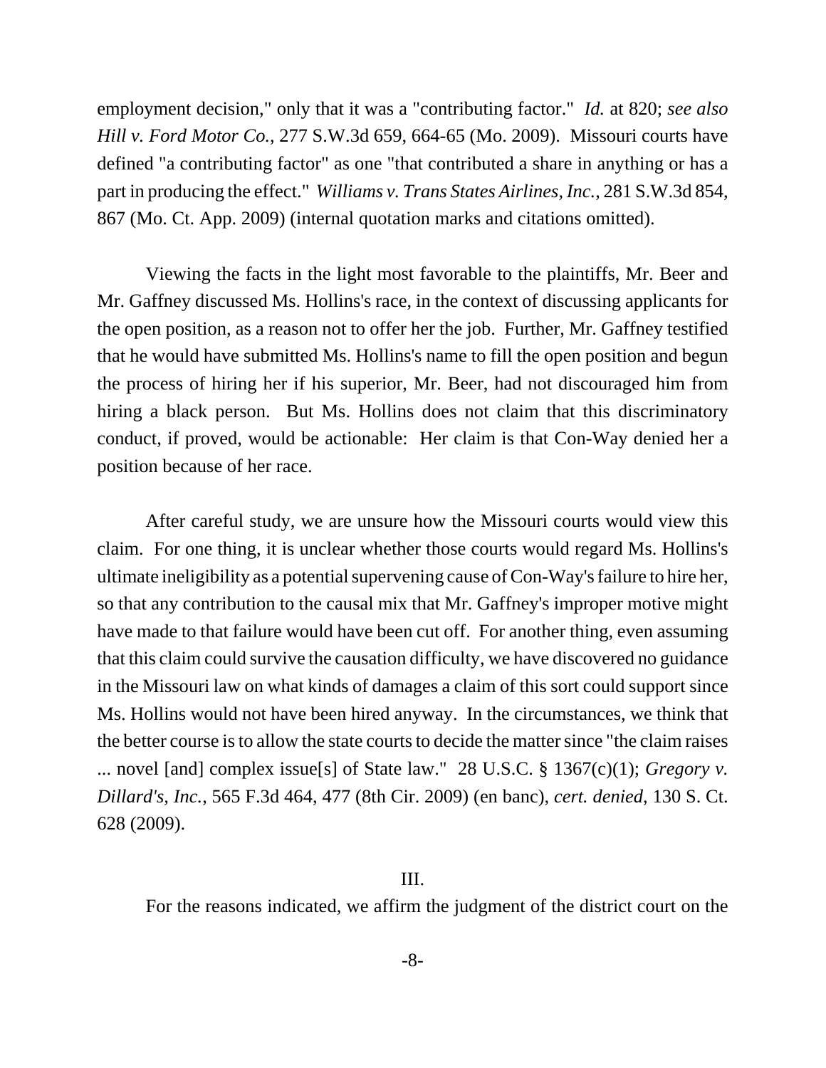employment decision," only that it was a "contributing factor." *Id.* at 820; *see also Hill v. Ford Motor Co.*, 277 S.W.3d 659, 664-65 (Mo. 2009). Missouri courts have defined "a contributing factor" as one "that contributed a share in anything or has a part in producing the effect." *Williams v. Trans States Airlines, Inc.*, 281 S.W.3d 854, 867 (Mo. Ct. App. 2009) (internal quotation marks and citations omitted).

Viewing the facts in the light most favorable to the plaintiffs, Mr. Beer and Mr. Gaffney discussed Ms. Hollins's race, in the context of discussing applicants for the open position, as a reason not to offer her the job. Further, Mr. Gaffney testified that he would have submitted Ms. Hollins's name to fill the open position and begun the process of hiring her if his superior, Mr. Beer, had not discouraged him from hiring a black person. But Ms. Hollins does not claim that this discriminatory conduct, if proved, would be actionable: Her claim is that Con-Way denied her a position because of her race.

After careful study, we are unsure how the Missouri courts would view this claim. For one thing, it is unclear whether those courts would regard Ms. Hollins's ultimate ineligibility as a potential supervening cause of Con-Way's failure to hire her, so that any contribution to the causal mix that Mr. Gaffney's improper motive might have made to that failure would have been cut off. For another thing, even assuming that this claim could survive the causation difficulty, we have discovered no guidance in the Missouri law on what kinds of damages a claim of this sort could support since Ms. Hollins would not have been hired anyway. In the circumstances, we think that the better course is to allow the state courts to decide the matter since "the claim raises ... novel [and] complex issue[s] of State law." 28 U.S.C. § 1367(c)(1); *Gregory v. Dillard's, Inc.*, 565 F.3d 464, 477 (8th Cir. 2009) (en banc), *cert. denied*, 130 S. Ct. 628 (2009).

## III.

For the reasons indicated, we affirm the judgment of the district court on the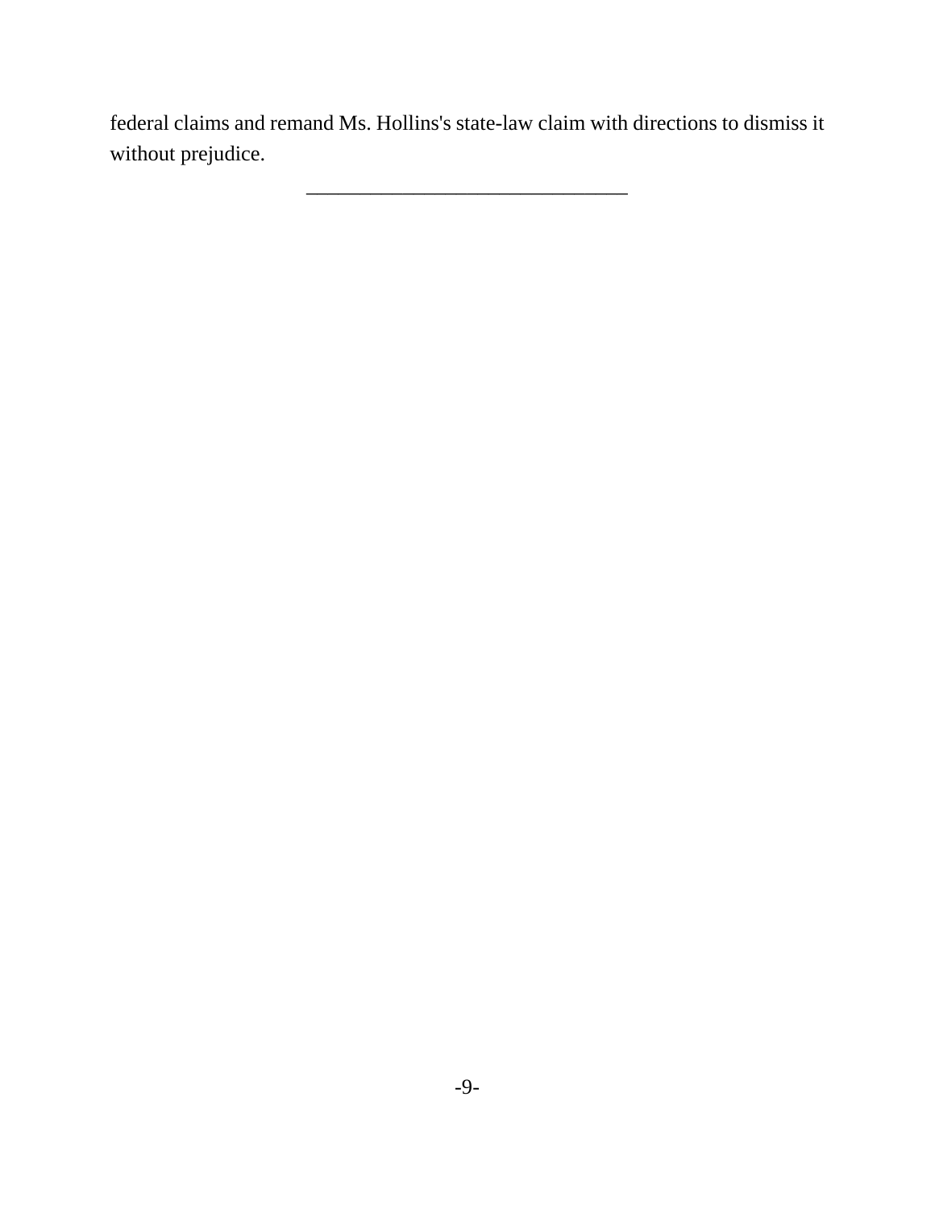federal claims and remand Ms. Hollins's state-law claim with directions to dismiss it without prejudice.

______________________________